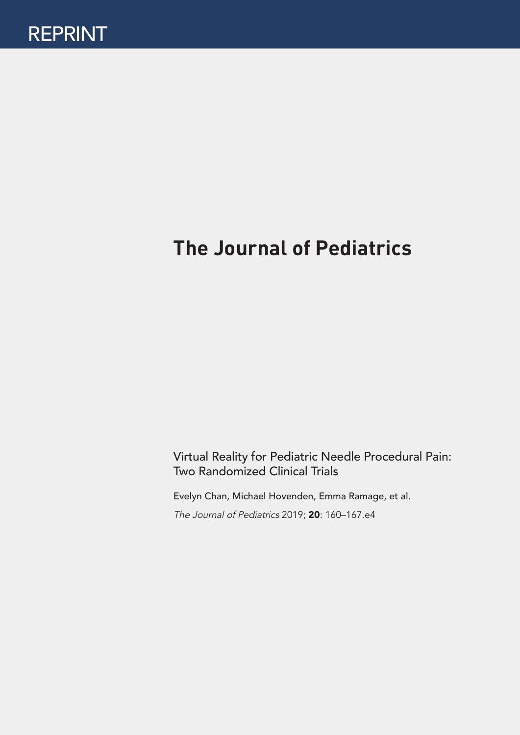REPRINT

# The Journal of Pediatrics

Virtual Reality for Pediatric Needle Procedural Pain: Two Randomized Clinical Trials

Evelyn Chan, Michael Hovenden, Emma Ramage, et al.

*The Journal of Pediatrics* 2019; **20**: 160–167.e4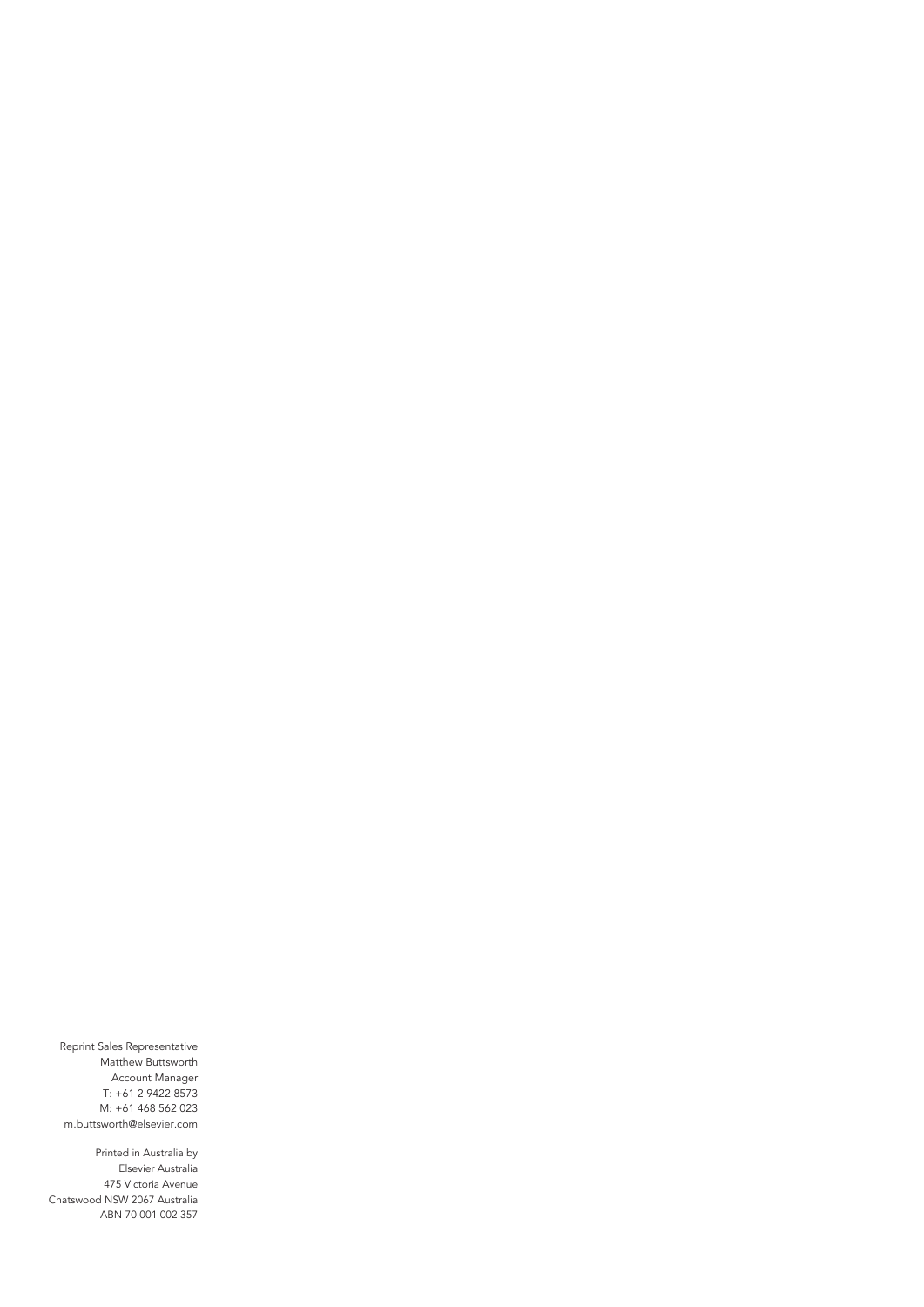Reprint Sales Representative
Matthew Buttsworth
Account Manager
T: +61 2 9422 8573
M: +61 468 562 023
m.buttsworth@elsevier.com

Printed in Australia by
Elsevier Australia
475 Victoria Avenue
Chatswood NSW 2067 Australia
ABN 70 001 002 357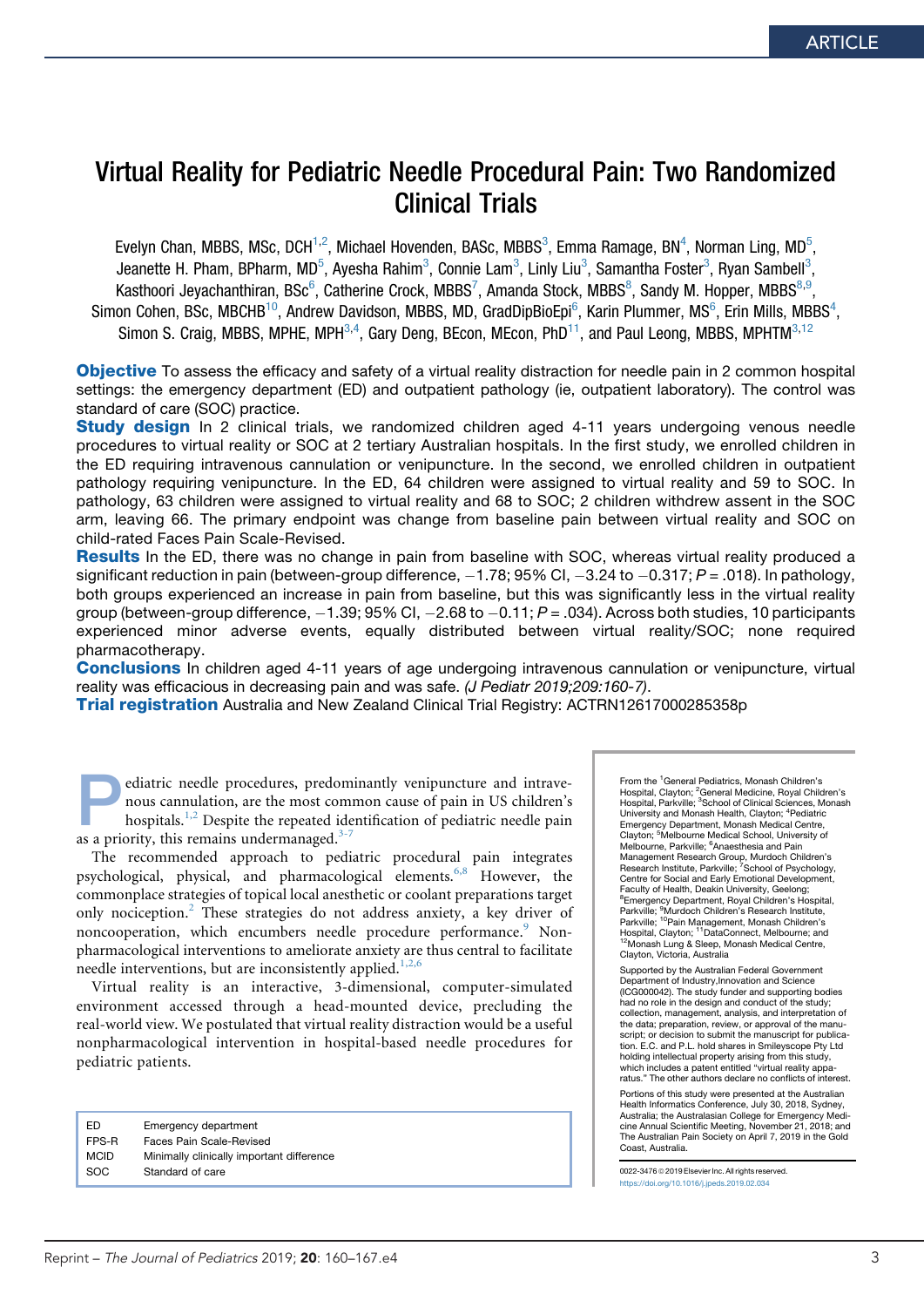ARTICLE

# Virtual Reality for Pediatric Needle Procedural Pain: Two Randomized Clinical Trials

Evelyn Chan, MBBS, MSc, DCH[1,2], Michael Hovenden, BASc, MBBS[3], Emma Ramage, BN[4], Norman Ling, MD[5], Jeanette H. Pham, BPharm, MD[5], Ayesha Rahim[3], Connie Lam[3], Linly Liu[3], Samantha Foster[3], Ryan Sambell[3], Kasthoori Jeyachanthiran, BSc[6], Catherine Crock, MBBS[7], Amanda Stock, MBBS[8], Sandy M. Hopper, MBBS[8,9], Simon Cohen, BSc, MBCHB[10], Andrew Davidson, MBBS, MD, GradDipBioEpi[6], Karin Plummer, MS[6], Erin Mills, MBBS[4], Simon S. Craig, MBBS, MPHE, MPH[3,4], Gary Deng, BEcon, MEcon, PhD[11], and Paul Leong, MBBS, MPHTM[3,12]

**Objective** To assess the efficacy and safety of a virtual reality distraction for needle pain in 2 common hospital settings: the emergency department (ED) and outpatient pathology (ie, outpatient laboratory). The control was standard of care (SOC) practice.

**Study design** In 2 clinical trials, we randomized children aged 4-11 years undergoing venous needle procedures to virtual reality or SOC at 2 tertiary Australian hospitals. In the first study, we enrolled children in the ED requiring intravenous cannulation or venipuncture. In the second, we enrolled children in outpatient pathology requiring venipuncture. In the ED, 64 children were assigned to virtual reality and 59 to SOC. In pathology, 63 children were assigned to virtual reality and 68 to SOC; 2 children withdrew assent in the SOC arm, leaving 66. The primary endpoint was change from baseline pain between virtual reality and SOC on child-rated Faces Pain Scale-Revised.

**Results** In the ED, there was no change in pain from baseline with SOC, whereas virtual reality produced a significant reduction in pain (between-group difference, −1.78; 95% CI, −3.24 to −0.317; $P = .018$). In pathology, both groups experienced an increase in pain from baseline, but this was significantly less in the virtual reality group (between-group difference, −1.39; 95% CI, −2.68 to −0.11; $P = .034$). Across both studies, 10 participants experienced minor adverse events, equally distributed between virtual reality/SOC; none required pharmacotherapy.

**Conclusions** In children aged 4-11 years of age undergoing intravenous cannulation or venipuncture, virtual reality was efficacious in decreasing pain and was safe. *(J Pediatr 2019;209:160-7)*.

**Trial registration** Australia and New Zealand Clinical Trial Registry: ACTRN12617000285358p

Pediatric needle procedures, predominantly venipuncture and intravenous cannulation, are the most common cause of pain in US children's hospitals.[1,2] Despite the repeated identification of pediatric needle pain as a priority, this remains undermanaged.[3-7]

The recommended approach to pediatric procedural pain integrates psychological, physical, and pharmacological elements.[6,8] However, the commonplace strategies of topical local anesthetic or coolant preparations target only nociception.[2] These strategies do not address anxiety, a key driver of noncooperation, which encumbers needle procedure performance.[9] Nonpharmacological interventions to ameliorate anxiety are thus central to facilitate needle interventions, but are inconsistently applied.[1,2,6]

Virtual reality is an interactive, 3-dimensional, computer-simulated environment accessed through a head-mounted device, precluding the real-world view. We postulated that virtual reality distraction would be a useful nonpharmacological intervention in hospital-based needle procedures for pediatric patients.

| | |
|---|---|
| ED | Emergency department |
| FPS-R | Faces Pain Scale-Revised |
| MCID | Minimally clinically important difference |
| SOC | Standard of care |

From the [1]General Pediatrics, Monash Children's Hospital, Clayton; [2]General Medicine, Royal Children's Hospital, Parkville; [3]School of Clinical Sciences, Monash University and Monash Health, Clayton; [4]Pediatric Emergency Department, Monash Medical Centre, Clayton; [5]Melbourne Medical School, University of Melbourne, Parkville; [6]Anaesthesia and Pain Management Research Group, Murdoch Children's Research Institute, Parkville; [7]School of Psychology, Centre for Social and Early Emotional Development, Faculty of Health, Deakin University, Geelong; [8]Emergency Department, Royal Children's Hospital, Parkville; [9]Murdoch Children's Research Institute, Parkville; [10]Pain Management, Monash Children's Hospital, Clayton; [11]DataConnect, Melbourne; and [12]Monash Lung & Sleep, Monash Medical Centre, Clayton, Victoria, Australia

Supported by the Australian Federal Government Department of Industry,Innovation and Science (ICG000042). The study funder and supporting bodies had no role in the design and conduct of the study; collection, management, analysis, and interpretation of the data; preparation, review, or approval of the manuscript; or decision to submit the manuscript for publication. E.C. and P.L. hold shares in Smileyscope Pty Ltd holding intellectual property arising from this study, which includes a patent entitled "virtual reality apparatus." The other authors declare no conflicts of interest.

Portions of this study were presented at the Australian Health Informatics Conference, July 30, 2018, Sydney, Australia; the Australasian College for Emergency Medicine Annual Scientific Meeting, November 21, 2018; and The Australian Pain Society on April 7, 2019 in the Gold Coast, Australia.

0022-3476 © 2019 Elsevier Inc. All rights reserved.
https://doi.org/10.1016/j.jpeds.2019.02.034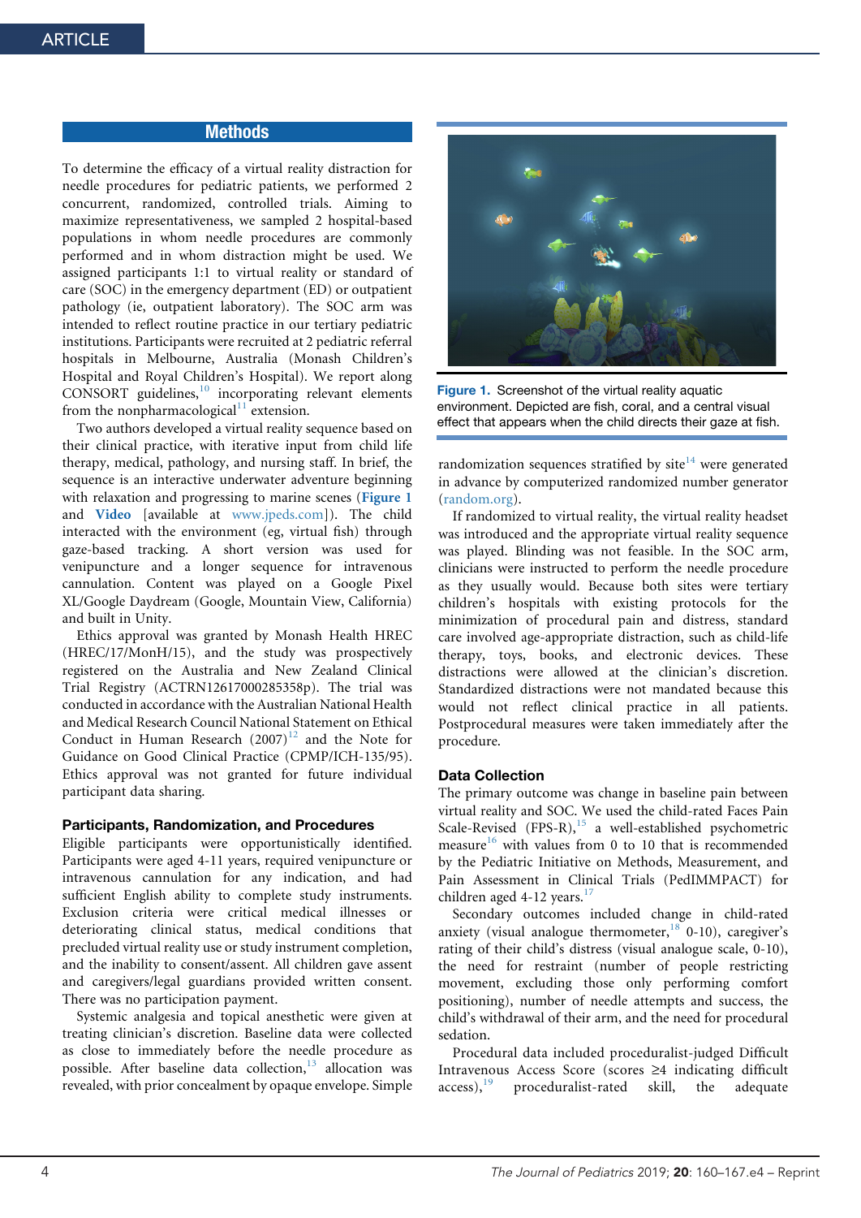## Methods

To determine the efficacy of a virtual reality distraction for needle procedures for pediatric patients, we performed 2 concurrent, randomized, controlled trials. Aiming to maximize representativeness, we sampled 2 hospital-based populations in whom needle procedures are commonly performed and in whom distraction might be used. We assigned participants 1:1 to virtual reality or standard of care (SOC) in the emergency department (ED) or outpatient pathology (ie, outpatient laboratory). The SOC arm was intended to reflect routine practice in our tertiary pediatric institutions. Participants were recruited at 2 pediatric referral hospitals in Melbourne, Australia (Monash Children's Hospital and Royal Children's Hospital). We report along CONSORT guidelines,[10] incorporating relevant elements from the nonpharmacological[11] extension.

Two authors developed a virtual reality sequence based on their clinical practice, with iterative input from child life therapy, medical, pathology, and nursing staff. In brief, the sequence is an interactive underwater adventure beginning with relaxation and progressing to marine scenes (**Figure 1** and **Video** [available at www.jpeds.com]). The child interacted with the environment (eg, virtual fish) through gaze-based tracking. A short version was used for venipuncture and a longer sequence for intravenous cannulation. Content was played on a Google Pixel XL/Google Daydream (Google, Mountain View, California) and built in Unity.

Ethics approval was granted by Monash Health HREC (HREC/17/MonH/15), and the study was prospectively registered on the Australia and New Zealand Clinical Trial Registry (ACTRN12617000285358p). The trial was conducted in accordance with the Australian National Health and Medical Research Council National Statement on Ethical Conduct in Human Research (2007)[12] and the Note for Guidance on Good Clinical Practice (CPMP/ICH-135/95). Ethics approval was not granted for future individual participant data sharing.

### Participants, Randomization, and Procedures

Eligible participants were opportunistically identified. Participants were aged 4-11 years, required venipuncture or intravenous cannulation for any indication, and had sufficient English ability to complete study instruments. Exclusion criteria were critical medical illnesses or deteriorating clinical status, medical conditions that precluded virtual reality use or study instrument completion, and the inability to consent/assent. All children gave assent and caregivers/legal guardians provided written consent. There was no participation payment.

Systemic analgesia and topical anesthetic were given at treating clinician's discretion. Baseline data were collected as close to immediately before the needle procedure as possible. After baseline data collection,[13] allocation was revealed, with prior concealment by opaque envelope. Simple randomization sequences stratified by site[14] were generated in advance by computerized randomized number generator (random.org).

If randomized to virtual reality, the virtual reality headset was introduced and the appropriate virtual reality sequence was played. Blinding was not feasible. In the SOC arm, clinicians were instructed to perform the needle procedure as they usually would. Because both sites were tertiary children's hospitals with existing protocols for the minimization of procedural pain and distress, standard care involved age-appropriate distraction, such as child-life therapy, toys, books, and electronic devices. These distractions were allowed at the clinician's discretion. Standardized distractions were not mandated because this would not reflect clinical practice in all patients. Postprocedural measures were taken immediately after the procedure.

**Figure 1.** Screenshot of the virtual reality aquatic environment. Depicted are fish, coral, and a central visual effect that appears when the child directs their gaze at fish.

### Data Collection

The primary outcome was change in baseline pain between virtual reality and SOC. We used the child-rated Faces Pain Scale-Revised (FPS-R),[15] a well-established psychometric measure[16] with values from 0 to 10 that is recommended by the Pediatric Initiative on Methods, Measurement, and Pain Assessment in Clinical Trials (PedIMMPACT) for children aged 4-12 years.[17]

Secondary outcomes included change in child-rated anxiety (visual analogue thermometer,[18] 0-10), caregiver's rating of their child's distress (visual analogue scale, 0-10), the need for restraint (number of people restricting movement, excluding those only performing comfort positioning), number of needle attempts and success, the child's withdrawal of their arm, and the need for procedural sedation.

Procedural data included proceduralist-judged Difficult Intravenous Access Score (scores ≥4 indicating difficult access),[19] proceduralist-rated skill, the adequate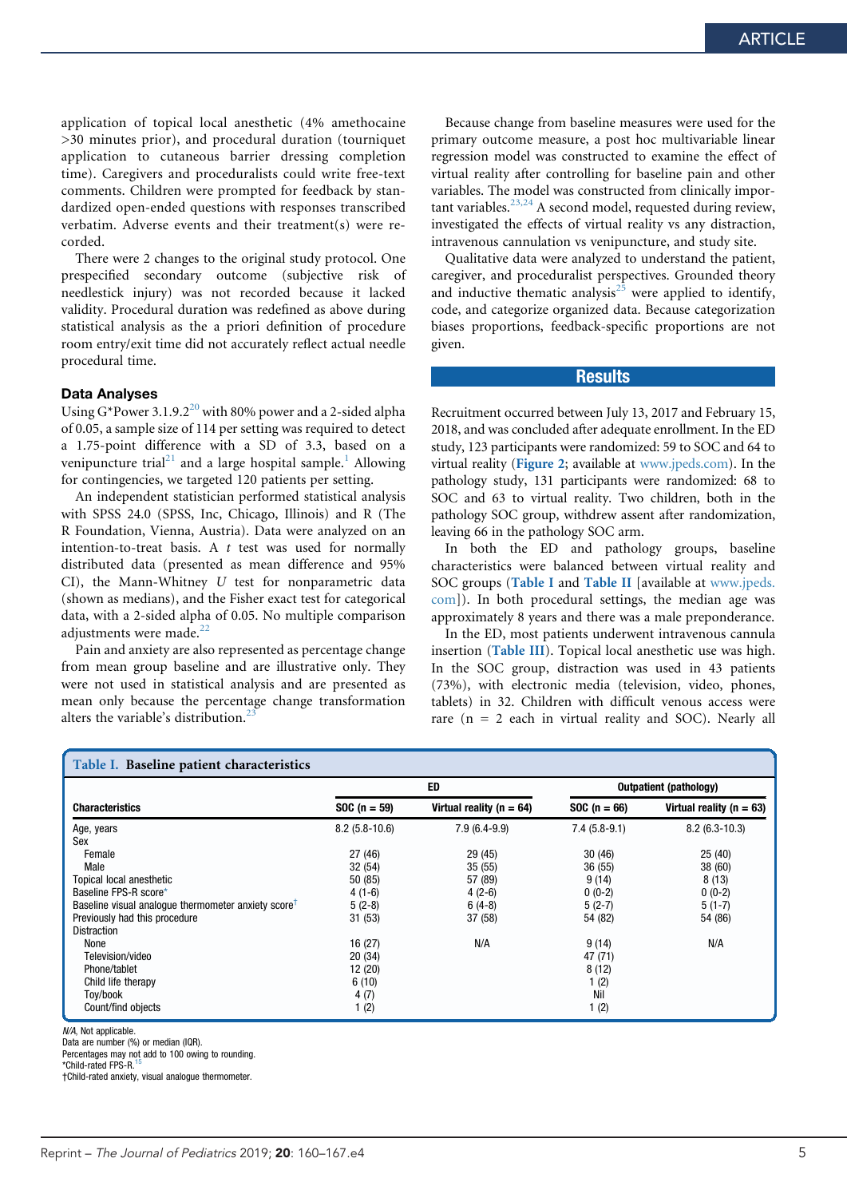application of topical local anesthetic (4% amethocaine >30 minutes prior), and procedural duration (tourniquet application to cutaneous barrier dressing completion time). Caregivers and proceduralists could write free-text comments. Children were prompted for feedback by standardized open-ended questions with responses transcribed verbatim. Adverse events and their treatment(s) were recorded.

There were 2 changes to the original study protocol. One prespecified secondary outcome (subjective risk of needlestick injury) was not recorded because it lacked validity. Procedural duration was redefined as above during statistical analysis as the a priori definition of procedure room entry/exit time did not accurately reflect actual needle procedural time.

### Data Analyses

Using G*Power 3.1.9.2[20] with 80% power and a 2-sided alpha of 0.05, a sample size of 114 per setting was required to detect a 1.75-point difference with a SD of 3.3, based on a venipuncture trial[21] and a large hospital sample.[1] Allowing for contingencies, we targeted 120 patients per setting.

An independent statistician performed statistical analysis with SPSS 24.0 (SPSS, Inc, Chicago, Illinois) and R (The R Foundation, Vienna, Austria). Data were analyzed on an intention-to-treat basis. A *t* test was used for normally distributed data (presented as mean difference and 95% CI), the Mann-Whitney *U* test for nonparametric data (shown as medians), and the Fisher exact test for categorical data, with a 2-sided alpha of 0.05. No multiple comparison adjustments were made.[22]

Pain and anxiety are also represented as percentage change from mean group baseline and are illustrative only. They were not used in statistical analysis and are presented as mean only because the percentage change transformation alters the variable's distribution.[23]

Because change from baseline measures were used for the primary outcome measure, a post hoc multivariable linear regression model was constructed to examine the effect of virtual reality after controlling for baseline pain and other variables. The model was constructed from clinically important variables.[23,24] A second model, requested during review, investigated the effects of virtual reality vs any distraction, intravenous cannulation vs venipuncture, and study site.

Qualitative data were analyzed to understand the patient, caregiver, and proceduralist perspectives. Grounded theory and inductive thematic analysis[25] were applied to identify, code, and categorize organized data. Because categorization biases proportions, feedback-specific proportions are not given.

## Results

Recruitment occurred between July 13, 2017 and February 15, 2018, and was concluded after adequate enrollment. In the ED study, 123 participants were randomized: 59 to SOC and 64 to virtual reality (**Figure 2**; available at www.jpeds.com). In the pathology study, 131 participants were randomized: 68 to SOC and 63 to virtual reality. Two children, both in the pathology SOC group, withdrew assent after randomization, leaving 66 in the pathology SOC arm.

In both the ED and pathology groups, baseline characteristics were balanced between virtual reality and SOC groups (**Table I** and **Table II** [available at www.jpeds.com]). In both procedural settings, the median age was approximately 8 years and there was a male preponderance.

In the ED, most patients underwent intravenous cannula insertion (**Table III**). Topical local anesthetic use was high. In the SOC group, distraction was used in 43 patients (73%), with electronic media (television, video, phones, tablets) in 32. Children with difficult venous access were rare (n = 2 each in virtual reality and SOC). Nearly all

**Table I. Baseline patient characteristics**

| | ED | | Outpatient (pathology) | |
|---|---|---|---|---|
| **Characteristics** | **SOC (n = 59)** | **Virtual reality (n = 64)** | **SOC (n = 66)** | **Virtual reality (n = 63)** |
| Age, years | 8.2 (5.8-10.6) | 7.9 (6.4-9.9) | 7.4 (5.8-9.1) | 8.2 (6.3-10.3) |
| Sex | | | | |
| Female | 27 (46) | 29 (45) | 30 (46) | 25 (40) |
| Male | 32 (54) | 35 (55) | 36 (55) | 38 (60) |
| Topical local anesthetic | 50 (85) | 57 (89) | 9 (14) | 8 (13) |
| Baseline FPS-R score* | 4 (1-6) | 4 (2-6) | 0 (0-2) | 0 (0-2) |
| Baseline visual analogue thermometer anxiety score† | 5 (2-8) | 6 (4-8) | 5 (2-7) | 5 (1-7) |
| Previously had this procedure | 31 (53) | 37 (58) | 54 (82) | 54 (86) |
| Distraction | | | | |
| None | 16 (27) | N/A | 9 (14) | N/A |
| Television/video | 20 (34) | | 47 (71) | |
| Phone/tablet | 12 (20) | | 8 (12) | |
| Child life therapy | 6 (10) | | 1 (2) | |
| Toy/book | 4 (7) | | Nil | |
| Count/find objects | 1 (2) | | 1 (2) | |

*N/A*, Not applicable.
Data are number (%) or median (IQR).
Percentages may not add to 100 owing to rounding.
*Child-rated FPS-R.[15]
†Child-rated anxiety, visual analogue thermometer.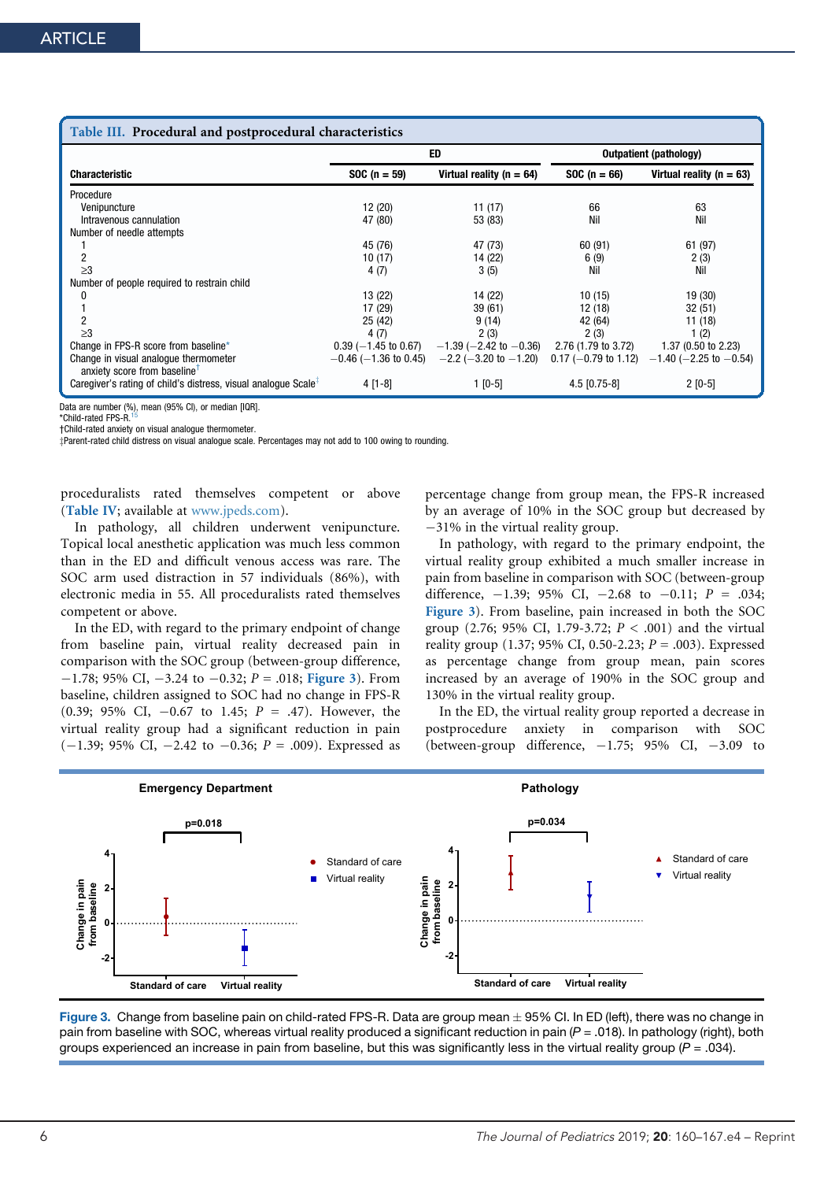**Table III. Procedural and postprocedural characteristics**

| Characteristic | ED | | Outpatient (pathology) | |
|---|---|---|---|---|
| | SOC (n = 59) | Virtual reality (n = 64) | SOC (n = 66) | Virtual reality (n = 63) |
| Procedure | | | | |
| Venipuncture | 12 (20) | 11 (17) | 66 | 63 |
| Intravenous cannulation | 47 (80) | 53 (83) | Nil | Nil |
| Number of needle attempts | | | | |
| 1 | 45 (76) | 47 (73) | 60 (91) | 61 (97) |
| 2 | 10 (17) | 14 (22) | 6 (9) | 2 (3) |
| ≥3 | 4 (7) | 3 (5) | Nil | Nil |
| Number of people required to restrain child | | | | |
| 0 | 13 (22) | 14 (22) | 10 (15) | 19 (30) |
| 1 | 17 (29) | 39 (61) | 12 (18) | 32 (51) |
| 2 | 25 (42) | 9 (14) | 42 (64) | 11 (18) |
| ≥3 | 4 (7) | 2 (3) | 2 (3) | 1 (2) |
| Change in FPS-R score from baseline* | 0.39 (−1.45 to 0.67) | −1.39 (−2.42 to −0.36) | 2.76 (1.79 to 3.72) | 1.37 (0.50 to 2.23) |
| Change in visual analogue thermometer anxiety score from baseline† | −0.46 (−1.36 to 0.45) | −2.2 (−3.20 to −1.20) | 0.17 (−0.79 to 1.12) | −1.40 (−2.25 to −0.54) |
| Caregiver's rating of child's distress, visual analogue Scale‡ | 4 [1-8] | 1 [0-5] | 4.5 [0.75-8] | 2 [0-5] |

Data are number (%), mean (95% CI), or median [IQR].
*Child-rated FPS-R.[15]
†Child-rated anxiety on visual analogue thermometer.
‡Parent-rated child distress on visual analogue scale. Percentages may not add to 100 owing to rounding.

proceduralists rated themselves competent or above (Table IV; available at www.jpeds.com).

In pathology, all children underwent venipuncture. Topical local anesthetic application was much less common than in the ED and difficult venous access was rare. The SOC arm used distraction in 57 individuals (86%), with electronic media in 55. All proceduralists rated themselves competent or above.

In the ED, with regard to the primary endpoint of change from baseline pain, virtual reality decreased pain in comparison with the SOC group (between-group difference, −1.78; 95% CI, −3.24 to −0.32; $P$ = .018; Figure 3). From baseline, children assigned to SOC had no change in FPS-R (0.39; 95% CI, −0.67 to 1.45; $P$ = .47). However, the virtual reality group had a significant reduction in pain (−1.39; 95% CI, −2.42 to −0.36; $P$ = .009). Expressed as percentage change from group mean, the FPS-R increased by an average of 10% in the SOC group but decreased by −31% in the virtual reality group.

In pathology, with regard to the primary endpoint, the virtual reality group exhibited a much smaller increase in pain from baseline in comparison with SOC (between-group difference, −1.39; 95% CI, −2.68 to −0.11; $P$ = .034; Figure 3). From baseline, pain increased in both the SOC group (2.76; 95% CI, 1.79-3.72; $P$ < .001) and the virtual reality group (1.37; 95% CI, 0.50-2.23; $P$ = .003). Expressed as percentage change from group mean, pain scores increased by an average of 190% in the SOC group and 130% in the virtual reality group.

In the ED, the virtual reality group reported a decrease in postprocedure anxiety in comparison with SOC (between-group difference, −1.75; 95% CI, −3.09 to

**Figure 3.** Change from baseline pain on child-rated FPS-R. Data are group mean ± 95% CI. In ED (left), there was no change in pain from baseline with SOC, whereas virtual reality produced a significant reduction in pain ($P$ = .018). In pathology (right), both groups experienced an increase in pain from baseline, but this was significantly less in the virtual reality group ($P$ = .034).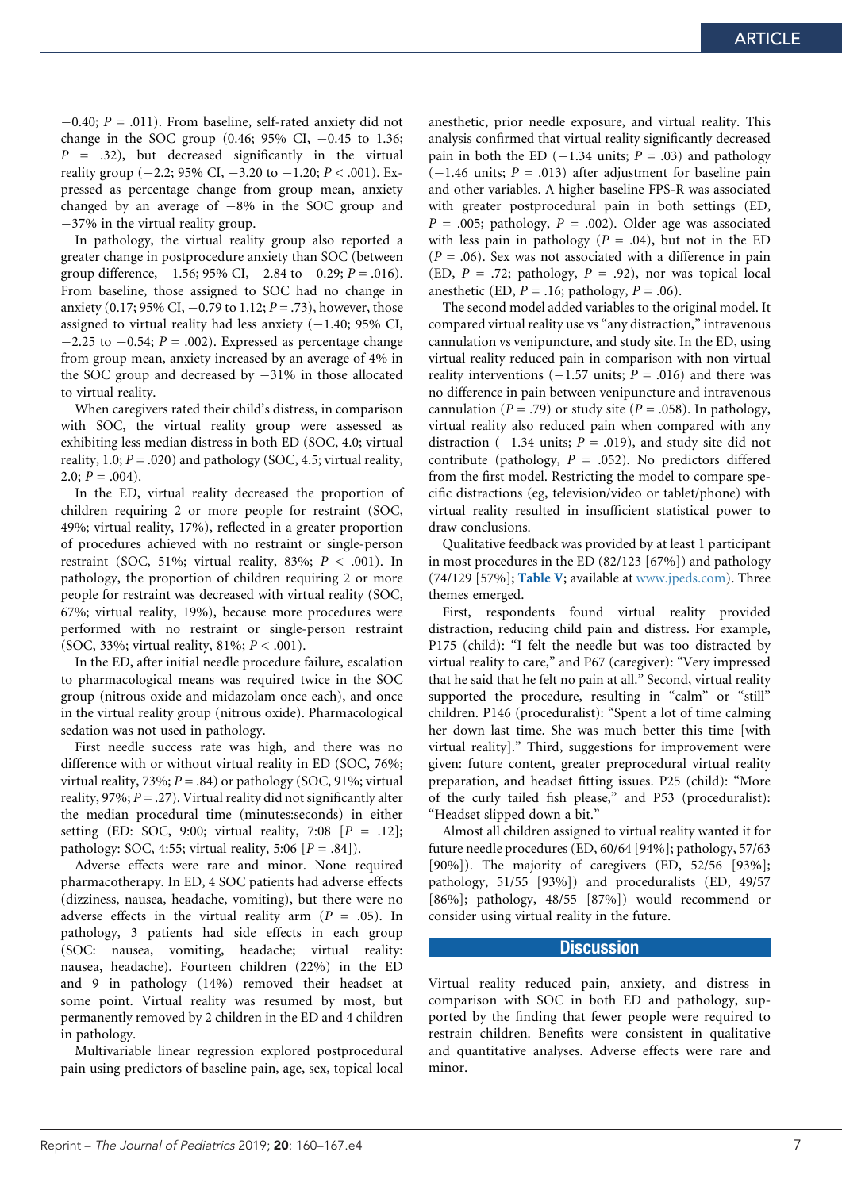−0.40; $P = .011$). From baseline, self-rated anxiety did not change in the SOC group (0.46; 95% CI, −0.45 to 1.36; $P = .32$), but decreased significantly in the virtual reality group (−2.2; 95% CI, −3.20 to −1.20; $P < .001$). Expressed as percentage change from group mean, anxiety changed by an average of −8% in the SOC group and −37% in the virtual reality group.

In pathology, the virtual reality group also reported a greater change in postprocedure anxiety than SOC (between group difference, −1.56; 95% CI, −2.84 to −0.29; $P = .016$). From baseline, those assigned to SOC had no change in anxiety (0.17; 95% CI, −0.79 to 1.12; $P = .73$), however, those assigned to virtual reality had less anxiety (−1.40; 95% CI, −2.25 to −0.54; $P = .002$). Expressed as percentage change from group mean, anxiety increased by an average of 4% in the SOC group and decreased by −31% in those allocated to virtual reality.

When caregivers rated their child's distress, in comparison with SOC, the virtual reality group were assessed as exhibiting less median distress in both ED (SOC, 4.0; virtual reality, 1.0; $P = .020$) and pathology (SOC, 4.5; virtual reality, 2.0; $P = .004$).

In the ED, virtual reality decreased the proportion of children requiring 2 or more people for restraint (SOC, 49%; virtual reality, 17%), reflected in a greater proportion of procedures achieved with no restraint or single-person restraint (SOC, 51%; virtual reality, 83%; $P < .001$). In pathology, the proportion of children requiring 2 or more people for restraint was decreased with virtual reality (SOC, 67%; virtual reality, 19%), because more procedures were performed with no restraint or single-person restraint (SOC, 33%; virtual reality, 81%; $P < .001$).

In the ED, after initial needle procedure failure, escalation to pharmacological means was required twice in the SOC group (nitrous oxide and midazolam once each), and once in the virtual reality group (nitrous oxide). Pharmacological sedation was not used in pathology.

First needle success rate was high, and there was no difference with or without virtual reality in ED (SOC, 76%; virtual reality, 73%; $P = .84$) or pathology (SOC, 91%; virtual reality, 97%; $P = .27$). Virtual reality did not significantly alter the median procedural time (minutes:seconds) in either setting (ED: SOC, 9:00; virtual reality, 7:08 [$P = .12$]; pathology: SOC, 4:55; virtual reality, 5:06 [$P = .84$]).

Adverse effects were rare and minor. None required pharmacotherapy. In ED, 4 SOC patients had adverse effects (dizziness, nausea, headache, vomiting), but there were no adverse effects in the virtual reality arm ($P = .05$). In pathology, 3 patients had side effects in each group (SOC: nausea, vomiting, headache; virtual reality: nausea, headache). Fourteen children (22%) in the ED and 9 in pathology (14%) removed their headset at some point. Virtual reality was resumed by most, but permanently removed by 2 children in the ED and 4 children in pathology.

Multivariable linear regression explored postprocedural pain using predictors of baseline pain, age, sex, topical local anesthetic, prior needle exposure, and virtual reality. This analysis confirmed that virtual reality significantly decreased pain in both the ED (−1.34 units; $P = .03$) and pathology (−1.46 units; $P = .013$) after adjustment for baseline pain and other variables. A higher baseline FPS-R was associated with greater postprocedural pain in both settings (ED, $P = .005$; pathology, $P = .002$). Older age was associated with less pain in pathology ($P = .04$), but not in the ED ($P = .06$). Sex was not associated with a difference in pain (ED, $P = .72$; pathology, $P = .92$), nor was topical local anesthetic (ED, $P = .16$; pathology, $P = .06$).

The second model added variables to the original model. It compared virtual reality use vs "any distraction," intravenous cannulation vs venipuncture, and study site. In the ED, using virtual reality reduced pain in comparison with non virtual reality interventions (−1.57 units; $P = .016$) and there was no difference in pain between venipuncture and intravenous cannulation ($P = .79$) or study site ($P = .058$). In pathology, virtual reality also reduced pain when compared with any distraction (−1.34 units; $P = .019$), and study site did not contribute (pathology, $P = .052$). No predictors differed from the first model. Restricting the model to compare specific distractions (eg, television/video or tablet/phone) with virtual reality resulted in insufficient statistical power to draw conclusions.

Qualitative feedback was provided by at least 1 participant in most procedures in the ED (82/123 [67%]) and pathology (74/129 [57%]; **Table V**; available at www.jpeds.com). Three themes emerged.

First, respondents found virtual reality provided distraction, reducing child pain and distress. For example, P175 (child): "I felt the needle but was too distracted by virtual reality to care," and P67 (caregiver): "Very impressed that he said that he felt no pain at all." Second, virtual reality supported the procedure, resulting in "calm" or "still" children. P146 (proceduralist): "Spent a lot of time calming her down last time. She was much better this time [with virtual reality]." Third, suggestions for improvement were given: future content, greater preprocedural virtual reality preparation, and headset fitting issues. P25 (child): "More of the curly tailed fish please," and P53 (proceduralist): "Headset slipped down a bit."

Almost all children assigned to virtual reality wanted it for future needle procedures (ED, 60/64 [94%]; pathology, 57/63 [90%]). The majority of caregivers (ED, 52/56 [93%]; pathology, 51/55 [93%]) and proceduralists (ED, 49/57 [86%]; pathology, 48/55 [87%]) would recommend or consider using virtual reality in the future.

## Discussion

Virtual reality reduced pain, anxiety, and distress in comparison with SOC in both ED and pathology, supported by the finding that fewer people were required to restrain children. Benefits were consistent in qualitative and quantitative analyses. Adverse effects were rare and minor.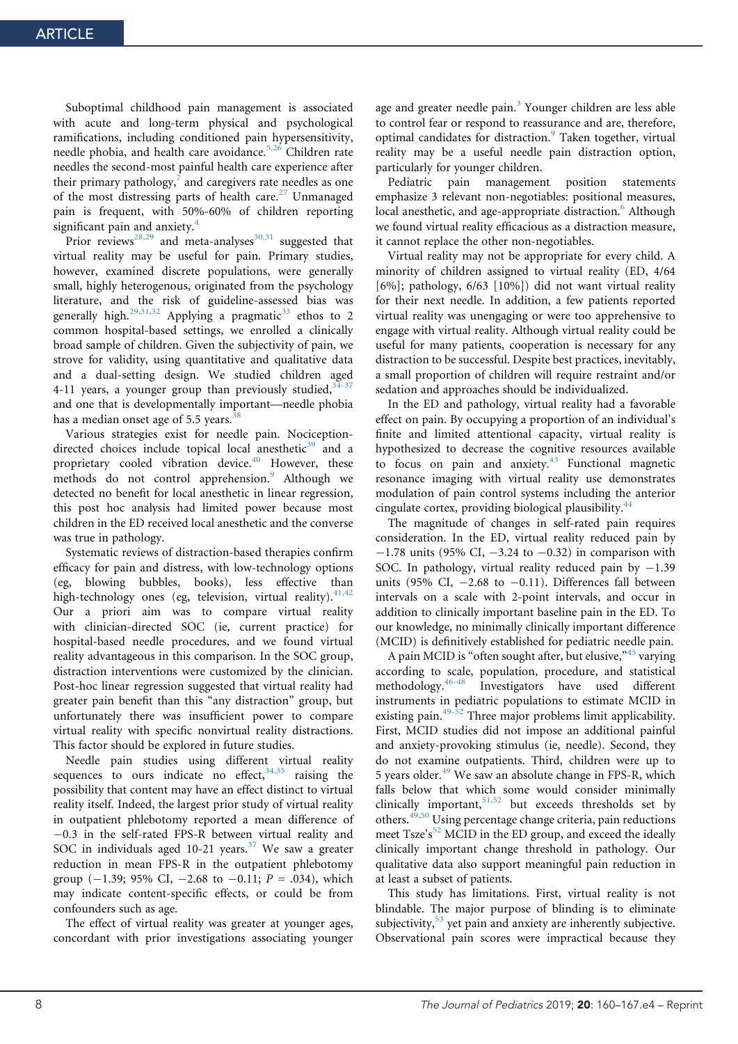Suboptimal childhood pain management is associated with acute and long-term physical and psychological ramifications, including conditioned pain hypersensitivity, needle phobia, and health care avoidance.[5,26] Children rate needles the second-most painful health care experience after their primary pathology,[7] and caregivers rate needles as one of the most distressing parts of health care.[27] Unmanaged pain is frequent, with 50%-60% of children reporting significant pain and anxiety.[4]

Prior reviews[28,29] and meta-analyses[30,31] suggested that virtual reality may be useful for pain. Primary studies, however, examined discrete populations, were generally small, highly heterogeneous, originated from the psychology literature, and the risk of guideline-assessed bias was generally high.[29,31,32] Applying a pragmatic[33] ethos to 2 common hospital-based settings, we enrolled a clinically broad sample of children. Given the subjectivity of pain, we strove for validity, using quantitative and qualitative data and a dual-setting design. We studied children aged 4-11 years, a younger group than previously studied,[34-37] and one that is developmentally important—needle phobia has a median onset age of 5.5 years.[38]

Various strategies exist for needle pain. Nociception-directed choices include topical local anesthetic[39] and a proprietary cooled vibration device.[40] However, these methods do not control apprehension.[9] Although we detected no benefit for local anesthetic in linear regression, this post hoc analysis had limited power because most children in the ED received local anesthetic and the converse was true in pathology.

Systematic reviews of distraction-based therapies confirm efficacy for pain and distress, with low-technology options (eg, blowing bubbles, books), less effective than high-technology ones (eg, television, virtual reality).[41,42] Our a priori aim was to compare virtual reality with clinician-directed SOC (ie, current practice) for hospital-based needle procedures, and we found virtual reality advantageous in this comparison. In the SOC group, distraction interventions were customized by the clinician. Post-hoc linear regression suggested that virtual reality had greater pain benefit than this "any distraction" group, but unfortunately there was insufficient power to compare virtual reality with specific nonvirtual reality distractions. This factor should be explored in future studies.

Needle pain studies using different virtual reality sequences to ours indicate no effect,[34,35] raising the possibility that content may have an effect distinct to virtual reality itself. Indeed, the largest prior study of virtual reality in outpatient phlebotomy reported a mean difference of −0.3 in the self-rated FPS-R between virtual reality and SOC in individuals aged 10-21 years.[37] We saw a greater reduction in mean FPS-R in the outpatient phlebotomy group (−1.39; 95% CI, −2.68 to −0.11; $P$ = .034), which may indicate content-specific effects, or could be from confounders such as age.

The effect of virtual reality was greater at younger ages, concordant with prior investigations associating younger age and greater needle pain.[3] Younger children are less able to control fear or respond to reassurance and are, therefore, optimal candidates for distraction.[9] Taken together, virtual reality may be a useful needle pain distraction option, particularly for younger children.

Pediatric pain management position statements emphasize 3 relevant non-negotiables: positional measures, local anesthetic, and age-appropriate distraction.[6] Although we found virtual reality efficacious as a distraction measure, it cannot replace the other non-negotiables.

Virtual reality may not be appropriate for every child. A minority of children assigned to virtual reality (ED, 4/64 [6%]; pathology, 6/63 [10%]) did not want virtual reality for their next needle. In addition, a few patients reported virtual reality was unengaging or were too apprehensive to engage with virtual reality. Although virtual reality could be useful for many patients, cooperation is necessary for any distraction to be successful. Despite best practices, inevitably, a small proportion of children will require restraint and/or sedation and approaches should be individualized.

In the ED and pathology, virtual reality had a favorable effect on pain. By occupying a proportion of an individual's finite and limited attentional capacity, virtual reality is hypothesized to decrease the cognitive resources available to focus on pain and anxiety.[43] Functional magnetic resonance imaging with virtual reality use demonstrates modulation of pain control systems including the anterior cingulate cortex, providing biological plausibility.[44]

The magnitude of changes in self-rated pain requires consideration. In the ED, virtual reality reduced pain by −1.78 units (95% CI, −3.24 to −0.32) in comparison with SOC. In pathology, virtual reality reduced pain by −1.39 units (95% CI, −2.68 to −0.11). Differences fall between intervals on a scale with 2-point intervals, and occur in addition to clinically important baseline pain in the ED. To our knowledge, no minimally clinically important difference (MCID) is definitively established for pediatric needle pain.

A pain MCID is "often sought after, but elusive,"[45] varying according to scale, population, procedure, and statistical methodology.[46-48] Investigators have used different instruments in pediatric populations to estimate MCID in existing pain.[49-52] Three major problems limit applicability. First, MCID studies did not impose an additional painful and anxiety-provoking stimulus (ie, needle). Second, they do not examine outpatients. Third, children were up to 5 years older.[49] We saw an absolute change in FPS-R, which falls below that which some would consider minimally clinically important,[51,52] but exceeds thresholds set by others.[49,50] Using percentage change criteria, pain reductions meet Tsze's[52] MCID in the ED group, and exceed the ideally clinically important change threshold in pathology. Our qualitative data also support meaningful pain reduction in at least a subset of patients.

This study has limitations. First, virtual reality is not blindable. The major purpose of blinding is to eliminate subjectivity,[53] yet pain and anxiety are inherently subjective. Observational pain scores were impractical because they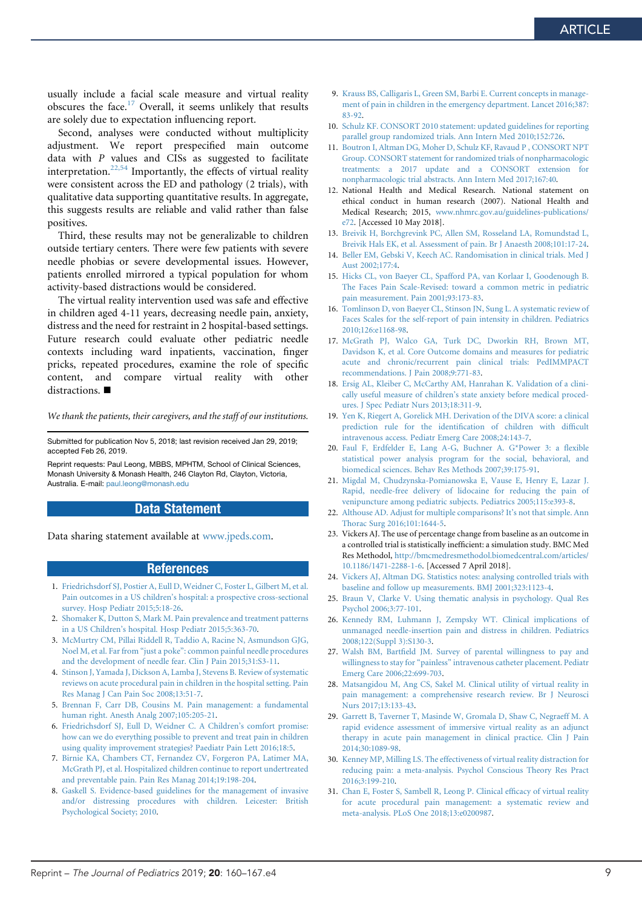usually include a facial scale measure and virtual reality obscures the face.[17] Overall, it seems unlikely that results are solely due to expectation influencing report.

Second, analyses were conducted without multiplicity adjustment. We report prespecified main outcome data with *P* values and CISs as suggested to facilitate interpretation.[22,54] Importantly, the effects of virtual reality were consistent across the ED and pathology (2 trials), with qualitative data supporting quantitative results. In aggregate, this suggests results are reliable and valid rather than false positives.

Third, these results may not be generalizable to children outside tertiary centers. There were few patients with severe needle phobias or severe developmental issues. However, patients enrolled mirrored a typical population for whom activity-based distractions would be considered.

The virtual reality intervention used was safe and effective in children aged 4-11 years, decreasing needle pain, anxiety, distress and the need for restraint in 2 hospital-based settings. Future research could evaluate other pediatric needle contexts including ward inpatients, vaccination, finger pricks, repeated procedures, examine the role of specific content, and compare virtual reality with other distractions. ■

*We thank the patients, their caregivers, and the staff of our institutions.*

Submitted for publication Nov 5, 2018; last revision received Jan 29, 2019; accepted Feb 26, 2019.

Reprint requests: Paul Leong, MBBS, MPHTM, School of Clinical Sciences, Monash University & Monash Health, 246 Clayton Rd, Clayton, Victoria, Australia. E-mail: paul.leong@monash.edu

## Data Statement

Data sharing statement available at www.jpeds.com.

## References

1. Friedrichsdorf SJ, Postier A, Eull D, Weidner C, Foster L, Gilbert M, et al. Pain outcomes in a US children's hospital: a prospective cross-sectional survey. Hosp Pediatr 2015;5:18-26.
2. Shomaker K, Dutton S, Mark M. Pain prevalence and treatment patterns in a US Children's hospital. Hosp Pediatr 2015;5:363-70.
3. McMurtry CM, Pillai Riddell R, Taddio A, Racine N, Asmundson GJG, Noel M, et al. Far from "just a poke": common painful needle procedures and the development of needle fear. Clin J Pain 2015;31:S3-11.
4. Stinson J, Yamada J, Dickson A, Lamba J, Stevens B. Review of systematic reviews on acute procedural pain in children in the hospital setting. Pain Res Manag J Can Pain Soc 2008;13:51-7.
5. Brennan F, Carr DB, Cousins M. Pain management: a fundamental human right. Anesth Analg 2007;105:205-21.
6. Friedrichsdorf SJ, Eull D, Weidner C. A Children's comfort promise: how can we do everything possible to prevent and treat pain in children using quality improvement strategies? Paediatr Pain Lett 2016;18:5.
7. Birnie KA, Chambers CT, Fernandez CV, Forgeron PA, Latimer MA, McGrath PJ, et al. Hospitalized children continue to report undertreated and preventable pain. Pain Res Manag 2014;19:198-204.
8. Gaskell S. Evidence-based guidelines for the management of invasive and/or distressing procedures with children. Leicester: British Psychological Society; 2010.
9. Krauss BS, Calligaris L, Green SM, Barbi E. Current concepts in management of pain in children in the emergency department. Lancet 2016;387:83-92.
10. Schulz KF. CONSORT 2010 statement: updated guidelines for reporting parallel group randomized trials. Ann Intern Med 2010;152:726.
11. Boutron I, Altman DG, Moher D, Schulz KF, Ravaud P , CONSORT NPT Group. CONSORT statement for randomized trials of nonpharmacologic treatments: a 2017 update and a CONSORT extension for nonpharmacologic trial abstracts. Ann Intern Med 2017;167:40.
12. National Health and Medical Research. National statement on ethical conduct in human research (2007). National Health and Medical Research; 2015, www.nhmrc.gov.au/guidelines-publications/e72. [Accessed 10 May 2018].
13. Breivik H, Borchgrevink PC, Allen SM, Rosseland LA, Romundstad L, Breivik Hals EK, et al. Assessment of pain. Br J Anaesth 2008;101:17-24.
14. Beller EM, Gebski V, Keech AC. Randomisation in clinical trials. Med J Aust 2002;177:4.
15. Hicks CL, von Baeyer CL, Spafford PA, van Korlaar I, Goodenough B. The Faces Pain Scale-Revised: toward a common metric in pediatric pain measurement. Pain 2001;93:173-83.
16. Tomlinson D, von Baeyer CL, Stinson JN, Sung L. A systematic review of Faces Scales for the self-report of pain intensity in children. Pediatrics 2010;126:e1168-98.
17. McGrath PJ, Walco GA, Turk DC, Dworkin RH, Brown MT, Davidson K, et al. Core Outcome domains and measures for pediatric acute and chronic/recurrent pain clinical trials: PedIMMPACT recommendations. J Pain 2008;9:771-83.
18. Ersig AL, Kleiber C, McCarthy AM, Hanrahan K. Validation of a clinically useful measure of children's state anxiety before medical procedures. J Spec Pediatr Nurs 2013;18:311-9.
19. Yen K, Riegert A, Gorelick MH. Derivation of the DIVA score: a clinical prediction rule for the identification of children with difficult intravenous access. Pediatr Emerg Care 2008;24:143-7.
20. Faul F, Erdfelder E, Lang A-G, Buchner A. G*Power 3: a flexible statistical power analysis program for the social, behavioral, and biomedical sciences. Behav Res Methods 2007;39:175-91.
21. Migdal M, Chudzynska-Pomianowska E, Vause E, Henry E, Lazar J. Rapid, needle-free delivery of lidocaine for reducing the pain of venipuncture among pediatric subjects. Pediatrics 2005;115:e393-8.
22. Althouse AD. Adjust for multiple comparisons? It's not that simple. Ann Thorac Surg 2016;101:1644-5.
23. Vickers AJ. The use of percentage change from baseline as an outcome in a controlled trial is statistically inefficient: a simulation study. BMC Med Res Methodol, http://bmcmedresmethodol.biomedcentral.com/articles/10.1186/1471-2288-1-6. [Accessed 7 April 2018].
24. Vickers AJ, Altman DG. Statistics notes: analysing controlled trials with baseline and follow up measurements. BMJ 2001;323:1123-4.
25. Braun V, Clarke V. Using thematic analysis in psychology. Qual Res Psychol 2006;3:77-101.
26. Kennedy RM, Luhmann J, Zempsky WT. Clinical implications of unmanaged needle-insertion pain and distress in children. Pediatrics 2008;122(Suppl 3):S130-3.
27. Walsh BM, Bartfield JM. Survey of parental willingness to pay and willingness to stay for "painless" intravenous catheter placement. Pediatr Emerg Care 2006;22:699-703.
28. Matsangidou M, Ang CS, Sakel M. Clinical utility of virtual reality in pain management: a comprehensive research review. Br J Neurosci Nurs 2017;13:133-43.
29. Garrett B, Taverner T, Masinde W, Gromala D, Shaw C, Negraeff M. A rapid evidence assessment of immersive virtual reality as an adjunct therapy in acute pain management in clinical practice. Clin J Pain 2014;30:1089-98.
30. Kenney MP, Milling LS. The effectiveness of virtual reality distraction for reducing pain: a meta-analysis. Psychol Conscious Theory Res Pract 2016;3:199-210.
31. Chan E, Foster S, Sambell R, Leong P. Clinical efficacy of virtual reality for acute procedural pain management: a systematic review and meta-analysis. PLoS One 2018;13:e0200987.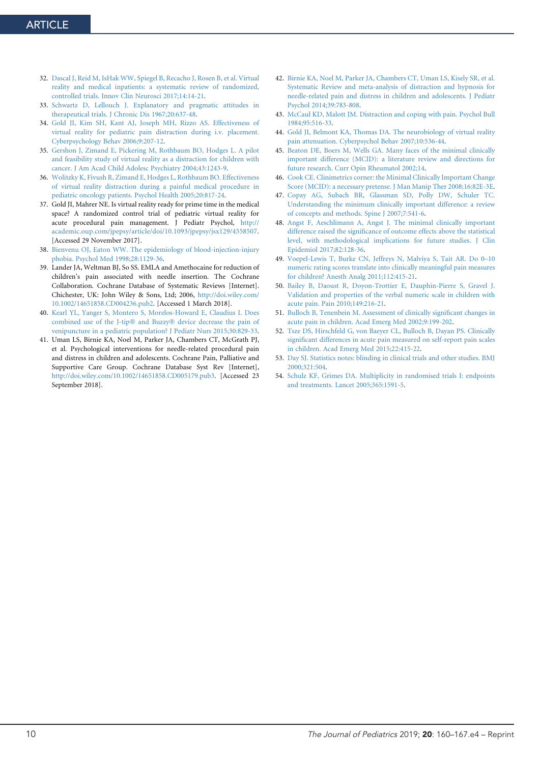32. Dascal J, Reid M, IsHak WW, Spiegel B, Recacho J, Rosen B, et al. Virtual reality and medical inpatients: a systematic review of randomized, controlled trials. Innov Clin Neurosci 2017;14:14-21.
33. Schwartz D, Lellouch J. Explanatory and pragmatic attitudes in therapeutical trials. J Chronic Dis 1967;20:637-48.
34. Gold JI, Kim SH, Kant AJ, Joseph MH, Rizzo AS. Effectiveness of virtual reality for pediatric pain distraction during i.v. placement. Cyberpsychology Behav 2006;9:207-12.
35. Gershon J, Zimand E, Pickering M, Rothbaum BO, Hodges L. A pilot and feasibility study of virtual reality as a distraction for children with cancer. J Am Acad Child Adolesc Psychiatry 2004;43:1243-9.
36. Wolitzky K, Fivush R, Zimand E, Hodges L, Rothbaum BO. Effectiveness of virtual reality distraction during a painful medical procedure in pediatric oncology patients. Psychol Health 2005;20:817-24.
37. Gold JI, Mahrer NE. Is virtual reality ready for prime time in the medical space? A randomized control trial of pediatric virtual reality for acute procedural pain management. J Pediatr Psychol, http://academic.oup.com/jpepsy/article/doi/10.1093/jpepsy/jsx129/4558507. [Accessed 29 November 2017].
38. Bienvenu OJ, Eaton WW. The epidemiology of blood-injection-injury phobia. Psychol Med 1998;28:1129-36.
39. Lander JA, Weltman BJ, So SS. EMLA and Amethocaine for reduction of children's pain associated with needle insertion. The Cochrane Collaboration. Cochrane Database of Systematic Reviews [Internet]. Chichester, UK: John Wiley & Sons, Ltd; 2006, http://doi.wiley.com/10.1002/14651858.CD004236.pub2. [Accessed 1 March 2018].
40. Kearl YL, Yanger S, Montero S, Morelos-Howard E, Claudius I. Does combined use of the J-tip® and Buzzy® device decrease the pain of venipuncture in a pediatric population? J Pediatr Nurs 2015;30:829-33.
41. Uman LS, Birnie KA, Noel M, Parker JA, Chambers CT, McGrath PJ, et al. Psychological interventions for needle-related procedural pain and distress in children and adolescents. Cochrane Pain, Palliative and Supportive Care Group. Cochrane Database Syst Rev [Internet], http://doi.wiley.com/10.1002/14651858.CD005179.pub3. [Accessed 23 September 2018].
42. Birnie KA, Noel M, Parker JA, Chambers CT, Uman LS, Kisely SR, et al. Systematic Review and meta-analysis of distraction and hypnosis for needle-related pain and distress in children and adolescents. J Pediatr Psychol 2014;39:783-808.
43. McCaul KD, Malott JM. Distraction and coping with pain. Psychol Bull 1984;95:516-33.
44. Gold JI, Belmont KA, Thomas DA. The neurobiology of virtual reality pain attenuation. Cyberpsychol Behav 2007;10:536-44.
45. Beaton DE, Boers M, Wells GA. Many faces of the minimal clinically important difference (MCID): a literature review and directions for future research. Curr Opin Rheumatol 2002;14.
46. Cook CE. Clinimetrics corner: the Minimal Clinically Important Change Score (MCID): a necessary pretense. J Man Manip Ther 2008;16:82E-3E.
47. Copay AG, Subach BR, Glassman SD, Polly DW, Schuler TC. Understanding the minimum clinically important difference: a review of concepts and methods. Spine J 2007;7:541-6.
48. Angst F, Aeschlimann A, Angst J. The minimal clinically important difference raised the significance of outcome effects above the statistical level, with methodological implications for future studies. J Clin Epidemiol 2017;82:128-36.
49. Voepel-Lewis T, Burke CN, Jeffreys N, Malviya S, Tait AR. Do 0–10 numeric rating scores translate into clinically meaningful pain measures for children? Anesth Analg 2011;112:415-21.
50. Bailey B, Daoust R, Doyon-Trottier E, Dauphin-Pierre S, Gravel J. Validation and properties of the verbal numeric scale in children with acute pain. Pain 2010;149:216-21.
51. Bulloch B, Tenenbein M. Assessment of clinically significant changes in acute pain in children. Acad Emerg Med 2002;9:199-202.
52. Tsze DS, Hirschfeld G, von Baeyer CL, Bulloch B, Dayan PS. Clinically significant differences in acute pain measured on self-report pain scales in children. Acad Emerg Med 2015;22:415-22.
53. Day SJ. Statistics notes: blinding in clinical trials and other studies. BMJ 2000;321:504.
54. Schulz KF, Grimes DA. Multiplicity in randomised trials I: endpoints and treatments. Lancet 2005;365:1591-5.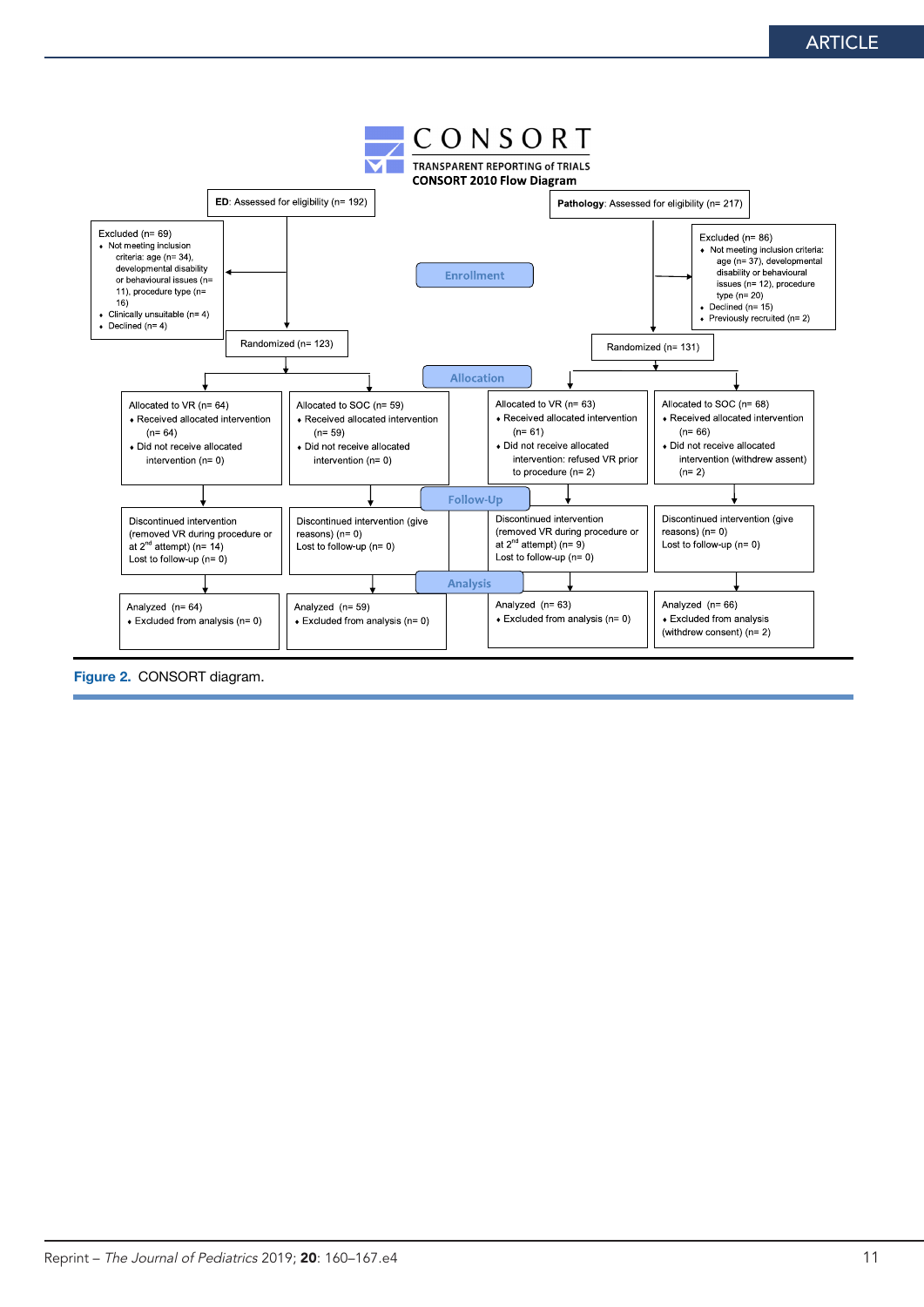CONSORT

TRANSPARENT REPORTING of TRIALS

CONSORT 2010 Flow Diagram

**ED**: Assessed for eligibility (n= 192)

Excluded (n= 69)
- Not meeting inclusion criteria: age (n= 34), developmental disability or behavioural issues (n= 11), procedure type (n= 16)
- Clinically unsuitable (n= 4)
- Declined (n= 4)

Randomized (n= 123)

**Pathology**: Assessed for eligibility (n= 217)

Excluded (n= 86)
- Not meeting inclusion criteria: age (n= 37), developmental disability or behavioural issues (n= 12), procedure type (n= 20)
- Declined (n= 15)
- Previously recruited (n= 2)

Randomized (n= 131)

**Enrollment**

**Allocation**

Allocated to VR (n= 64)
- Received allocated intervention (n= 64)
- Did not receive allocated intervention (n= 0)

Allocated to SOC (n= 59)
- Received allocated intervention (n= 59)
- Did not receive allocated intervention (n= 0)

Allocated to VR (n= 63)
- Received allocated intervention (n= 61)
- Did not receive allocated intervention: refused VR prior to procedure (n= 2)

Allocated to SOC (n= 68)
- Received allocated intervention (n= 66)
- Did not receive allocated intervention (withdrew assent) (n= 2)

**Follow-Up**

Discontinued intervention (removed VR during procedure or at 2nd attempt) (n= 14)
Lost to follow-up (n= 0)

Discontinued intervention (give reasons) (n= 0)
Lost to follow-up (n= 0)

Discontinued intervention (removed VR during procedure or at 2nd attempt) (n= 9)
Lost to follow-up (n= 0)

Discontinued intervention (give reasons) (n= 0)
Lost to follow-up (n= 0)

**Analysis**

Analyzed (n= 64)
- Excluded from analysis (n= 0)

Analyzed (n= 59)
- Excluded from analysis (n= 0)

Analyzed (n= 63)
- Excluded from analysis (n= 0)

Analyzed (n= 66)
- Excluded from analysis (withdrew consent) (n= 2)

**Figure 2.** CONSORT diagram.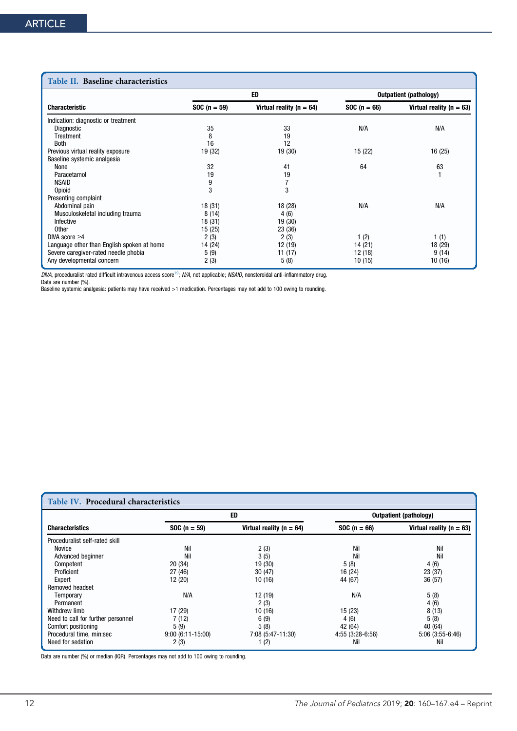**Table II. Baseline characteristics**

| Characteristic | ED | | Outpatient (pathology) | |
|---|---|---|---|---|
| | SOC (n = 59) | Virtual reality (n = 64) | SOC (n = 66) | Virtual reality (n = 63) |
| Indication: diagnostic or treatment | | | | |
| Diagnostic | 35 | 33 | N/A | N/A |
| Treatment | 8 | 19 | | |
| Both | 16 | 12 | | |
| Previous virtual reality exposure | 19 (32) | 19 (30) | 15 (22) | 16 (25) |
| Baseline systemic analgesia | | | | |
| None | 32 | 41 | 64 | 63 |
| Paracetamol | 19 | 19 | | 1 |
| NSAID | 9 | 7 | | |
| Opioid | 3 | 3 | | |
| Presenting complaint | | | | |
| Abdominal pain | 18 (31) | 18 (28) | N/A | N/A |
| Musculoskeletal including trauma | 8 (14) | 4 (6) | | |
| Infective | 18 (31) | 19 (30) | | |
| Other | 15 (25) | 23 (36) | | |
| DIVA score ≥4 | 2 (3) | 2 (3) | 1 (2) | 1 (1) |
| Language other than English spoken at home | 14 (24) | 12 (19) | 14 (21) | 18 (29) |
| Severe caregiver-rated needle phobia | 5 (9) | 11 (17) | 12 (18) | 9 (14) |
| Any developmental concern | 2 (3) | 5 (8) | 10 (15) | 10 (16) |

*DIVA*, proceduralist rated difficult intravenous access score[19]; *N/A*, not applicable; *NSAID*, nonsteroidal anti-inflammatory drug.
Data are number (%).
Baseline systemic analgesia: patients may have received >1 medication. Percentages may not add to 100 owing to rounding.

**Table IV. Procedural characteristics**

| Characteristics | ED | | Outpatient (pathology) | |
|---|---|---|---|---|
| | SOC (n = 59) | Virtual reality (n = 64) | SOC (n = 66) | Virtual reality (n = 63) |
| Proceduralist self-rated skill | | | | |
| Novice | Nil | 2 (3) | Nil | Nil |
| Advanced beginner | Nil | 3 (5) | Nil | Nil |
| Competent | 20 (34) | 19 (30) | 5 (8) | 4 (6) |
| Proficient | 27 (46) | 30 (47) | 16 (24) | 23 (37) |
| Expert | 12 (20) | 10 (16) | 44 (67) | 36 (57) |
| Removed headset | | | | |
| Temporary | N/A | 12 (19) | N/A | 5 (8) |
| Permanent | | 2 (3) | | 4 (6) |
| Withdrew limb | 17 (29) | 10 (16) | 15 (23) | 8 (13) |
| Need to call for further personnel | 7 (12) | 6 (9) | 4 (6) | 5 (8) |
| Comfort positioning | 5 (9) | 5 (8) | 42 (64) | 40 (64) |
| Procedural time, min:sec | 9:00 (6:11-15:00) | 7:08 (5:47-11:30) | 4:55 (3:28-6:56) | 5:06 (3:55-6:46) |
| Need for sedation | 2 (3) | 1 (2) | Nil | Nil |

Data are number (%) or median (IQR). Percentages may not add to 100 owing to rounding.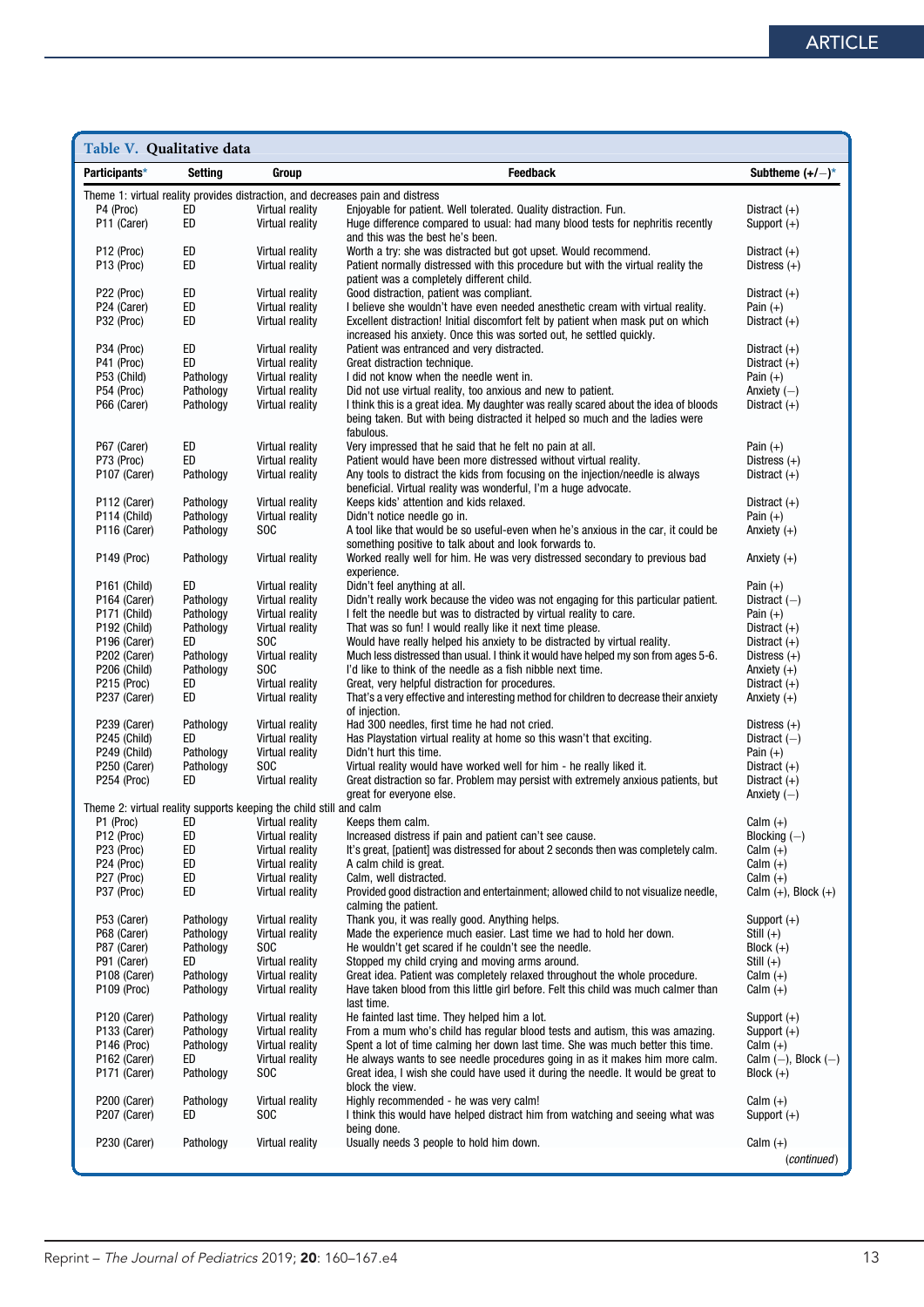**Table V. Qualitative data**

| Participants* | Setting | Group | Feedback | Subtheme (+/−)* |
|---|---|---|---|---|
| Theme 1: virtual reality provides distraction, and decreases pain and distress | | | | |
| P4 (Proc) | ED | Virtual reality | Enjoyable for patient. Well tolerated. Quality distraction. Fun. | Distract (+) |
| P11 (Carer) | ED | Virtual reality | Huge difference compared to usual: had many blood tests for nephritis recently and this was the best he's been. | Support (+) |
| P12 (Proc) | ED | Virtual reality | Worth a try: she was distracted but got upset. Would recommend. | Distract (+) |
| P13 (Proc) | ED | Virtual reality | Patient normally distressed with this procedure but with the virtual reality the patient was a completely different child. | Distress (+) |
| P22 (Proc) | ED | Virtual reality | Good distraction, patient was compliant. | Distract (+) |
| P24 (Carer) | ED | Virtual reality | I believe she wouldn't have even needed anesthetic cream with virtual reality. | Pain (+) |
| P32 (Proc) | ED | Virtual reality | Excellent distraction! Initial discomfort felt by patient when mask put on which increased his anxiety. Once this was sorted out, he settled quickly. | Distract (+) |
| P34 (Proc) | ED | Virtual reality | Patient was entranced and very distracted. | Distract (+) |
| P41 (Proc) | ED | Virtual reality | Great distraction technique. | Distract (+) |
| P53 (Child) | Pathology | Virtual reality | I did not know when the needle went in. | Pain (+) |
| P54 (Proc) | Pathology | Virtual reality | Did not use virtual reality, too anxious and new to patient. | Anxiety (−) |
| P66 (Carer) | Pathology | Virtual reality | I think this is a great idea. My daughter was really scared about the idea of bloods being taken. But with being distracted it helped so much and the ladies were fabulous. | Distract (+) |
| P67 (Carer) | ED | Virtual reality | Very impressed that he said that he felt no pain at all. | Pain (+) |
| P73 (Proc) | ED | Virtual reality | Patient would have been more distressed without virtual reality. | Distress (+) |
| P107 (Carer) | Pathology | Virtual reality | Any tools to distract the kids from focusing on the injection/needle is always beneficial. Virtual reality was wonderful, I'm a huge advocate. | Distract (+) |
| P112 (Carer) | Pathology | Virtual reality | Keeps kids' attention and kids relaxed. | Distract (+) |
| P114 (Child) | Pathology | Virtual reality | Didn't notice needle go in. | Pain (+) |
| P116 (Carer) | Pathology | SOC | A tool like that would be so useful-even when he's anxious in the car, it could be something positive to talk about and look forwards to. | Anxiety (+) |
| P149 (Proc) | Pathology | Virtual reality | Worked really well for him. He was very distressed secondary to previous bad experience. | Anxiety (+) |
| P161 (Child) | ED | Virtual reality | Didn't feel anything at all. | Pain (+) |
| P164 (Carer) | Pathology | Virtual reality | Didn't really work because the video was not engaging for this particular patient. | Distract (−) |
| P171 (Child) | Pathology | Virtual reality | I felt the needle but was to distracted by virtual reality to care. | Pain (+) |
| P192 (Child) | Pathology | Virtual reality | That was so fun! I would really like it next time please. | Distract (+) |
| P196 (Carer) | ED | SOC | Would have really helped his anxiety to be distracted by virtual reality. | Distract (+) |
| P202 (Carer) | Pathology | Virtual reality | Much less distressed than usual. I think it would have helped my son from ages 5-6. | Distress (+) |
| P206 (Child) | Pathology | SOC | I'd like to think of the needle as a fish nibble next time. | Anxiety (+) |
| P215 (Proc) | ED | Virtual reality | Great, very helpful distraction for procedures. | Distract (+) |
| P237 (Carer) | ED | Virtual reality | That's a very effective and interesting method for children to decrease their anxiety of injection. | Anxiety (+) |
| P239 (Carer) | Pathology | Virtual reality | Had 300 needles, first time he had not cried. | Distress (+) |
| P245 (Child) | ED | Virtual reality | Has Playstation virtual reality at home so this wasn't that exciting. | Distract (−) |
| P249 (Child) | Pathology | Virtual reality | Didn't hurt this time. | Pain (+) |
| P250 (Carer) | Pathology | SOC | Virtual reality would have worked well for him - he really liked it. | Distract (+) |
| P254 (Proc) | ED | Virtual reality | Great distraction so far. Problem may persist with extremely anxious patients, but great for everyone else. | Distract (+) Anxiety (−) |
| Theme 2: virtual reality supports keeping the child still and calm | | | | |
| P1 (Proc) | ED | Virtual reality | Keeps them calm. | Calm (+) |
| P12 (Proc) | ED | Virtual reality | Increased distress if pain and patient can't see cause. | Blocking (−) |
| P23 (Proc) | ED | Virtual reality | It's great, [patient] was distressed for about 2 seconds then was completely calm. | Calm (+) |
| P24 (Proc) | ED | Virtual reality | A calm child is great. | Calm (+) |
| P27 (Proc) | ED | Virtual reality | Calm, well distracted. | Calm (+) |
| P37 (Proc) | ED | Virtual reality | Provided good distraction and entertainment; allowed child to not visualize needle, calming the patient. | Calm (+), Block (+) |
| P53 (Carer) | Pathology | Virtual reality | Thank you, it was really good. Anything helps. | Support (+) |
| P68 (Carer) | Pathology | Virtual reality | Made the experience much easier. Last time we had to hold her down. | Still (+) |
| P87 (Carer) | Pathology | SOC | He wouldn't get scared if he couldn't see the needle. | Block (+) |
| P91 (Carer) | ED | Virtual reality | Stopped my child crying and moving arms around. | Still (+) |
| P108 (Carer) | Pathology | Virtual reality | Great idea. Patient was completely relaxed throughout the whole procedure. | Calm (+) |
| P109 (Proc) | Pathology | Virtual reality | Have taken blood from this little girl before. Felt this child was much calmer than last time. | Calm (+) |
| P120 (Carer) | Pathology | Virtual reality | He fainted last time. They helped him a lot. | Support (+) |
| P133 (Carer) | Pathology | Virtual reality | From a mum who's child has regular blood tests and autism, this was amazing. | Support (+) |
| P146 (Proc) | Pathology | Virtual reality | Spent a lot of time calming her down last time. She was much better this time. | Calm (+) |
| P162 (Carer) | ED | Virtual reality | He always wants to see needle procedures going in as it makes him more calm. | Calm (−), Block (−) |
| P171 (Carer) | Pathology | SOC | Great idea, I wish she could have used it during the needle. It would be great to block the view. | Block (+) |
| P200 (Carer) | Pathology | Virtual reality | Highly recommended - he was very calm! | Calm (+) |
| P207 (Carer) | ED | SOC | I think this would have helped distract him from watching and seeing what was being done. | Support (+) |
| P230 (Carer) | Pathology | Virtual reality | Usually needs 3 people to hold him down. | Calm (+) |

(*continued*)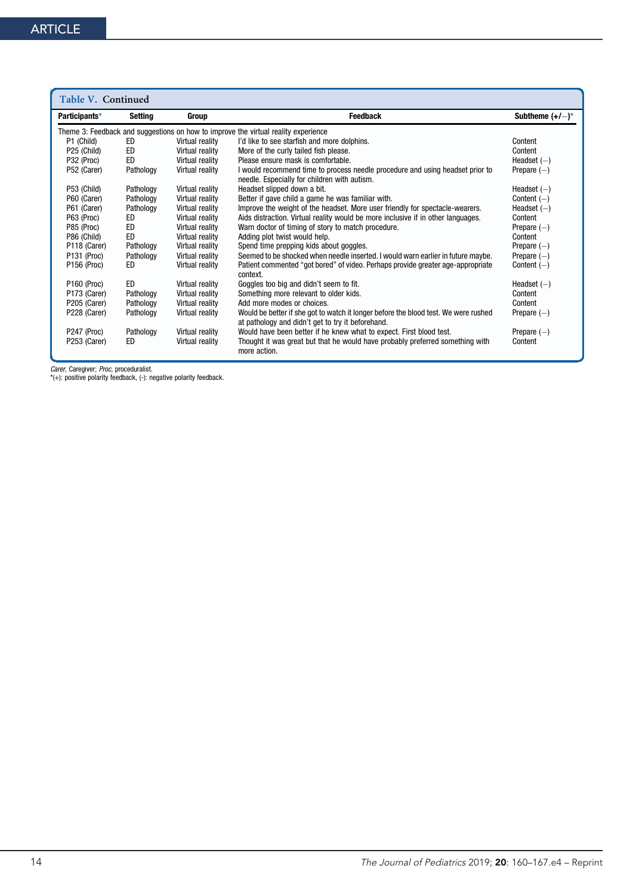**Table V. Continued**

| Participants* | Setting | Group | Feedback | Subtheme (+/−)* |
|---|---|---|---|---|
| Theme 3: Feedback and suggestions on how to improve the virtual reality experience | | | | |
| P1 (Child) | ED | Virtual reality | I'd like to see starfish and more dolphins. | Content |
| P25 (Child) | ED | Virtual reality | More of the curly tailed fish please. | Content |
| P32 (Proc) | ED | Virtual reality | Please ensure mask is comfortable. | Headset (−) |
| P52 (Carer) | Pathology | Virtual reality | I would recommend time to process needle procedure and using headset prior to needle. Especially for children with autism. | Prepare (−) |
| P53 (Child) | Pathology | Virtual reality | Headset slipped down a bit. | Headset (−) |
| P60 (Carer) | Pathology | Virtual reality | Better if gave child a game he was familiar with. | Content (−) |
| P61 (Carer) | Pathology | Virtual reality | Improve the weight of the headset. More user friendly for spectacle-wearers. | Headset (−) |
| P63 (Proc) | ED | Virtual reality | Aids distraction. Virtual reality would be more inclusive if in other languages. | Content |
| P85 (Proc) | ED | Virtual reality | Warn doctor of timing of story to match procedure. | Prepare (−) |
| P86 (Child) | ED | Virtual reality | Adding plot twist would help. | Content |
| P118 (Carer) | Pathology | Virtual reality | Spend time prepping kids about goggles. | Prepare (−) |
| P131 (Proc) | Pathology | Virtual reality | Seemed to be shocked when needle inserted. I would warn earlier in future maybe. | Prepare (−) |
| P156 (Proc) | ED | Virtual reality | Patient commented "got bored" of video. Perhaps provide greater age-appropriate context. | Content (−) |
| P160 (Proc) | ED | Virtual reality | Goggles too big and didn't seem to fit. | Headset (−) |
| P173 (Carer) | Pathology | Virtual reality | Something more relevant to older kids. | Content |
| P205 (Carer) | Pathology | Virtual reality | Add more modes or choices. | Content |
| P228 (Carer) | Pathology | Virtual reality | Would be better if she got to watch it longer before the blood test. We were rushed at pathology and didn't get to try it beforehand. | Prepare (−) |
| P247 (Proc) | Pathology | Virtual reality | Would have been better if he knew what to expect. First blood test. | Prepare (−) |
| P253 (Carer) | ED | Virtual reality | Thought it was great but that he would have probably preferred something with more action. | Content |

*Carer*, Caregiver; *Proc*, proceduralist.
*(+): positive polarity feedback, (-): negative polarity feedback.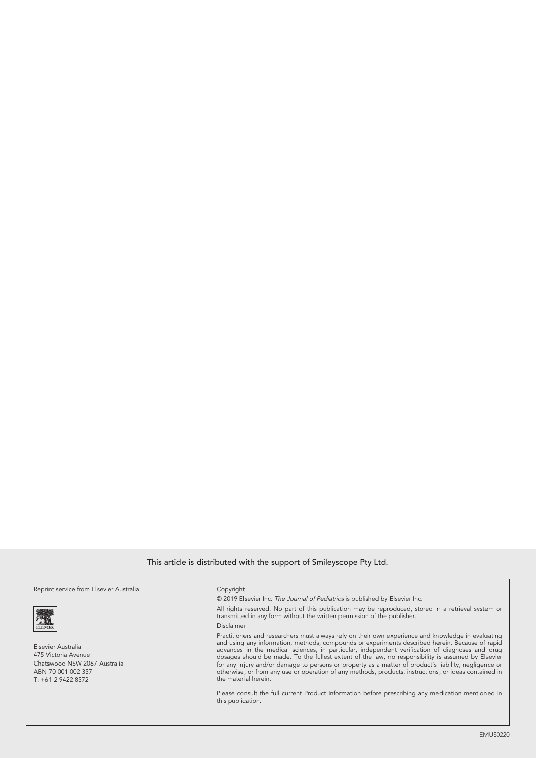This article is distributed with the support of Smileyscope Pty Ltd.

Reprint service from Elsevier Australia

Elsevier Australia
475 Victoria Avenue
Chatswood NSW 2067 Australia
ABN 70 001 002 357
T: +61 2 9422 8572

Copyright

© 2019 Elsevier Inc. *The Journal of Pediatrics* is published by Elsevier Inc.

All rights reserved. No part of this publication may be reproduced, stored in a retrieval system or transmitted in any form without the written permission of the publisher.

Disclaimer

Practitioners and researchers must always rely on their own experience and knowledge in evaluating and using any information, methods, compounds or experiments described herein. Because of rapid advances in the medical sciences, in particular, independent verification of diagnoses and drug dosages should be made. To the fullest extent of the law, no responsibility is assumed by Elsevier for any injury and/or damage to persons or property as a matter of product's liability, negligence or otherwise, or from any use or operation of any methods, products, instructions, or ideas contained in the material herein.

Please consult the full current Product Information before prescribing any medication mentioned in this publication.

EMUS0220